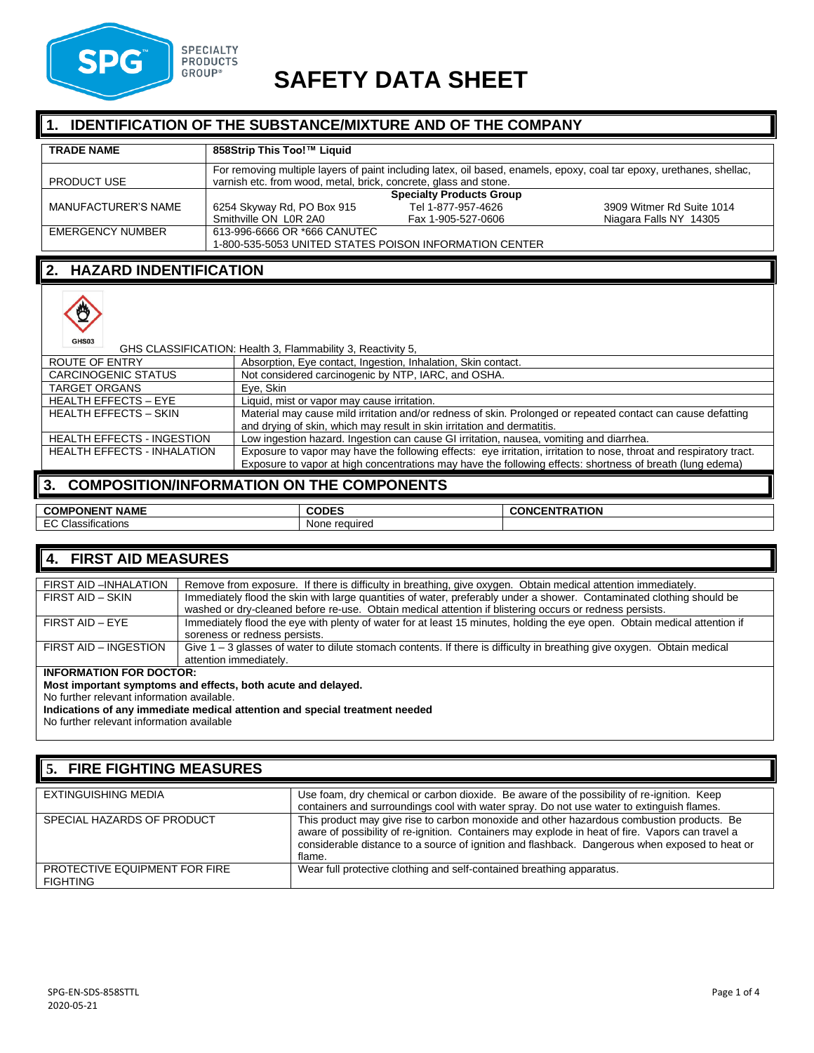# SAFETY DATA SHEET

## 1. IDENTIFICATION OF THE SUBSTANCE/MIXTURE AND OF THE COMPANY

| TRADE NAME | 858Strip This Too!™ Liquid |
|---|---|
| PRODUCT USE | For removing multiple layers of paint including latex, oil based, enamels, epoxy, coal tar epoxy, urethanes, shellac, varnish etc. from wood, metal, brick, concrete, glass and stone. |
| MANUFACTURER'S NAME | **Specialty Products Group**<br>6254 Skyway Rd, PO Box 915<br>Smithville ON L0R 2A0<br>Tel 1-877-957-4626<br>Fax 1-905-527-0606<br>3909 Witmer Rd Suite 1014<br>Niagara Falls NY 14305 |
| EMERGENCY NUMBER | 613-996-6666 OR *666 CANUTEC<br>1-800-535-5053 UNITED STATES POISON INFORMATION CENTER |

## 2. HAZARD INDENTIFICATION

GHS03

GHS CLASSIFICATION: Health 3, Flammability 3, Reactivity 5,

| ROUTE OF ENTRY | Absorption, Eye contact, Ingestion, Inhalation, Skin contact. |
|---|---|
| CARCINOGENIC STATUS | Not considered carcinogenic by NTP, IARC, and OSHA. |
| TARGET ORGANS | Eye, Skin |
| HEALTH EFFECTS – EYE | Liquid, mist or vapor may cause irritation. |
| HEALTH EFFECTS – SKIN | Material may cause mild irritation and/or redness of skin. Prolonged or repeated contact can cause defatting and drying of skin, which may result in skin irritation and dermatitis. |
| HEALTH EFFECTS - INGESTION | Low ingestion hazard. Ingestion can cause GI irritation, nausea, vomiting and diarrhea. |
| HEALTH EFFECTS - INHALATION | Exposure to vapor may have the following effects: eye irritation, irritation to nose, throat and respiratory tract. Exposure to vapor at high concentrations may have the following effects: shortness of breath (lung edema) |

## 3. COMPOSITION/INFORMATION ON THE COMPONENTS

| COMPONENT NAME | CODES | CONCENTRATION |
|---|---|---|
| EC Classifications | None required | |

## 4. FIRST AID MEASURES

| FIRST AID –INHALATION | Remove from exposure. If there is difficulty in breathing, give oxygen. Obtain medical attention immediately. |
|---|---|
| FIRST AID – SKIN | Immediately flood the skin with large quantities of water, preferably under a shower. Contaminated clothing should be washed or dry-cleaned before re-use. Obtain medical attention if blistering occurs or redness persists. |
| FIRST AID – EYE | Immediately flood the eye with plenty of water for at least 15 minutes, holding the eye open. Obtain medical attention if soreness or redness persists. |
| FIRST AID – INGESTION | Give 1 – 3 glasses of water to dilute stomach contents. If there is difficulty in breathing give oxygen. Obtain medical attention immediately. |

**INFORMATION FOR DOCTOR:**

**Most important symptoms and effects, both acute and delayed.**

No further relevant information available.

**Indications of any immediate medical attention and special treatment needed**

No further relevant information available

## 5. FIRE FIGHTING MEASURES

| EXTINGUISHING MEDIA | Use foam, dry chemical or carbon dioxide. Be aware of the possibility of re-ignition. Keep containers and surroundings cool with water spray. Do not use water to extinguish flames. |
|---|---|
| SPECIAL HAZARDS OF PRODUCT | This product may give rise to carbon monoxide and other hazardous combustion products. Be aware of possibility of re-ignition. Containers may explode in heat of fire. Vapors can travel a considerable distance to a source of ignition and flashback. Dangerous when exposed to heat or flame. |
| PROTECTIVE EQUIPMENT FOR FIRE FIGHTING | Wear full protective clothing and self-contained breathing apparatus. |

SPG-EN-SDS-858STTL
2020-05-21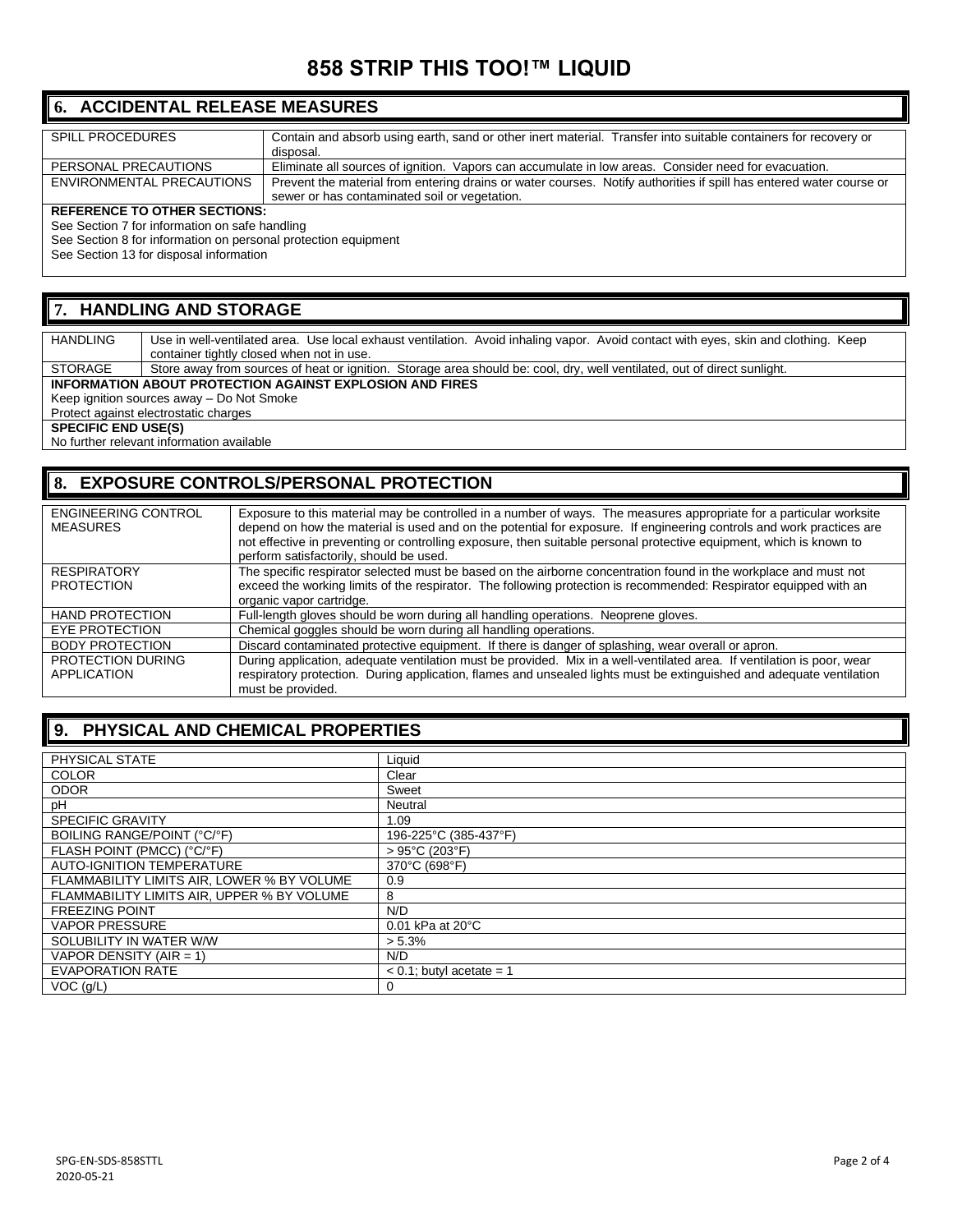# 858 STRIP THIS TOO!™ LIQUID

## 6. ACCIDENTAL RELEASE MEASURES

| | |
|---|---|
| SPILL PROCEDURES | Contain and absorb using earth, sand or other inert material. Transfer into suitable containers for recovery or disposal. |
| PERSONAL PRECAUTIONS | Eliminate all sources of ignition. Vapors can accumulate in low areas. Consider need for evacuation. |
| ENVIRONMENTAL PRECAUTIONS | Prevent the material from entering drains or water courses. Notify authorities if spill has entered water course or sewer or has contaminated soil or vegetation. |

**REFERENCE TO OTHER SECTIONS:**

See Section 7 for information on safe handling
See Section 8 for information on personal protection equipment
See Section 13 for disposal information

## 7. HANDLING AND STORAGE

| | |
|---|---|
| HANDLING | Use in well-ventilated area. Use local exhaust ventilation. Avoid inhaling vapor. Avoid contact with eyes, skin and clothing. Keep container tightly closed when not in use. |
| STORAGE | Store away from sources of heat or ignition. Storage area should be: cool, dry, well ventilated, out of direct sunlight. |

**INFORMATION ABOUT PROTECTION AGAINST EXPLOSION AND FIRES**

Keep ignition sources away – Do Not Smoke
Protect against electrostatic charges

**SPECIFIC END USE(S)**

No further relevant information available

## 8. EXPOSURE CONTROLS/PERSONAL PROTECTION

| | |
|---|---|
| ENGINEERING CONTROL MEASURES | Exposure to this material may be controlled in a number of ways. The measures appropriate for a particular worksite depend on how the material is used and on the potential for exposure. If engineering controls and work practices are not effective in preventing or controlling exposure, then suitable personal protective equipment, which is known to perform satisfactorily, should be used. |
| RESPIRATORY PROTECTION | The specific respirator selected must be based on the airborne concentration found in the workplace and must not exceed the working limits of the respirator. The following protection is recommended: Respirator equipped with an organic vapor cartridge. |
| HAND PROTECTION | Full-length gloves should be worn during all handling operations. Neoprene gloves. |
| EYE PROTECTION | Chemical goggles should be worn during all handling operations. |
| BODY PROTECTION | Discard contaminated protective equipment. If there is danger of splashing, wear overall or apron. |
| PROTECTION DURING APPLICATION | During application, adequate ventilation must be provided. Mix in a well-ventilated area. If ventilation is poor, wear respiratory protection. During application, flames and unsealed lights must be extinguished and adequate ventilation must be provided. |

## 9. PHYSICAL AND CHEMICAL PROPERTIES

| | |
|---|---|
| PHYSICAL STATE | Liquid |
| COLOR | Clear |
| ODOR | Sweet |
| pH | Neutral |
| SPECIFIC GRAVITY | 1.09 |
| BOILING RANGE/POINT (°C/°F) | 196-225°C (385-437°F) |
| FLASH POINT (PMCC) (°C/°F) | > 95°C (203°F) |
| AUTO-IGNITION TEMPERATURE | 370°C (698°F) |
| FLAMMABILITY LIMITS AIR, LOWER % BY VOLUME | 0.9 |
| FLAMMABILITY LIMITS AIR, UPPER % BY VOLUME | 8 |
| FREEZING POINT | N/D |
| VAPOR PRESSURE | 0.01 kPa at 20°C |
| SOLUBILITY IN WATER W/W | > 5.3% |
| VAPOR DENSITY (AIR = 1) | N/D |
| EVAPORATION RATE | < 0.1; butyl acetate = 1 |
| VOC (g/L) | 0 |

SPG-EN-SDS-858STTL
2020-05-21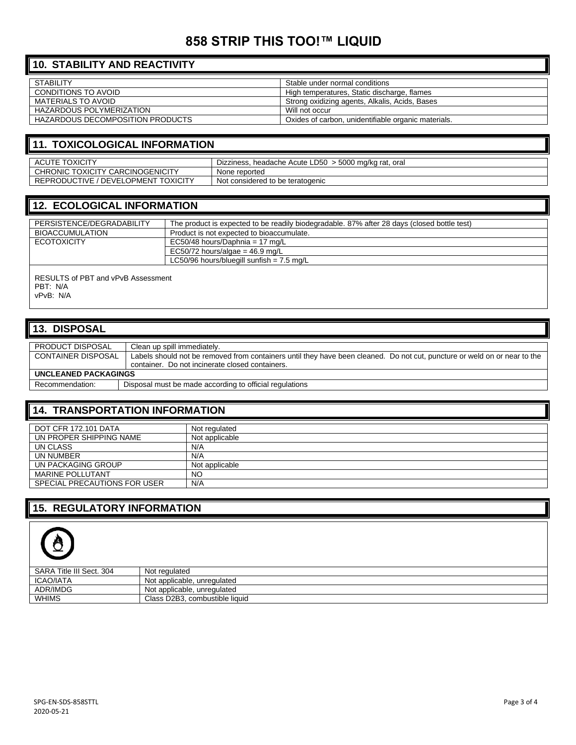# 858 STRIP THIS TOO!™ LIQUID

## 10. STABILITY AND REACTIVITY

| | |
|---|---|
| STABILITY | Stable under normal conditions |
| CONDITIONS TO AVOID | High temperatures, Static discharge, flames |
| MATERIALS TO AVOID | Strong oxidizing agents, Alkalis, Acids, Bases |
| HAZARDOUS POLYMERIZATION | Will not occur |
| HAZARDOUS DECOMPOSITION PRODUCTS | Oxides of carbon, unidentifiable organic materials. |

## 11. TOXICOLOGICAL INFORMATION

| | |
|---|---|
| ACUTE TOXICITY | Dizziness, headache Acute LD50 > 5000 mg/kg rat, oral |
| CHRONIC TOXICITY CARCINOGENICITY | None reported |
| REPRODUCTIVE / DEVELOPMENT TOXICITY | Not considered to be teratogenic |

## 12. ECOLOGICAL INFORMATION

| | |
|---|---|
| PERSISTENCE/DEGRADABILITY | The product is expected to be readily biodegradable. 87% after 28 days (closed bottle test) |
| BIOACCUMULATION | Product is not expected to bioaccumulate. |
| ECOTOXICITY | EC50/48 hours/Daphnia = 17 mg/L |
| | EC50/72 hours/algae = 46.9 mg/L |
| | LC50/96 hours/bluegill sunfish = 7.5 mg/L |

RESULTS of PBT and vPvB Assessment
PBT: N/A
vPvB: N/A

## 13. DISPOSAL

| | |
|---|---|
| PRODUCT DISPOSAL | Clean up spill immediately. |
| CONTAINER DISPOSAL | Labels should not be removed from containers until they have been cleaned. Do not cut, puncture or weld on or near to the container. Do not incinerate closed containers. |
| **UNCLEANED PACKAGINGS** | |
| Recommendation: | Disposal must be made according to official regulations |

## 14. TRANSPORTATION INFORMATION

| | |
|---|---|
| DOT CFR 172.101 DATA | Not regulated |
| UN PROPER SHIPPING NAME | Not applicable |
| UN CLASS | N/A |
| UN NUMBER | N/A |
| UN PACKAGING GROUP | Not applicable |
| MARINE POLLUTANT | NO |
| SPECIAL PRECAUTIONS FOR USER | N/A |

## 15. REGULATORY INFORMATION

| | |
|---|---|
| SARA Title III Sect. 304 | Not regulated |
| ICAO/IATA | Not applicable, unregulated |
| ADR/IMDG | Not applicable, unregulated |
| WHIMS | Class D2B3, combustible liquid |

SPG-EN-SDS-858STTL
2020-05-21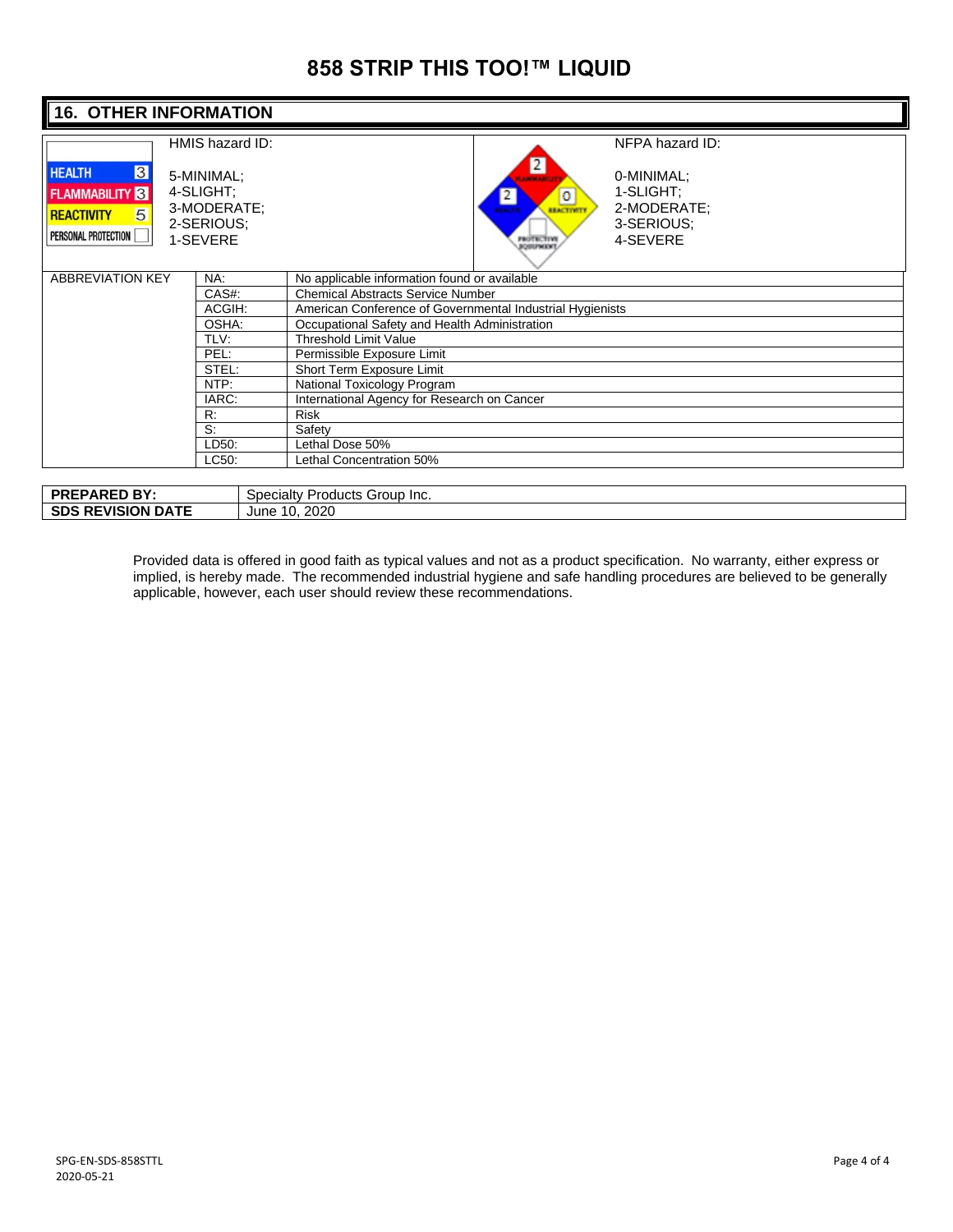# 858 STRIP THIS TOO!™ LIQUID

## 16. OTHER INFORMATION

| | | | |
|---|---|---|---|
| HEALTH 3<br>FLAMMABILITY 3<br>REACTIVITY 5<br>PERSONAL PROTECTION | HMIS hazard ID:<br>5-MINIMAL;<br>4-SLIGHT;<br>3-MODERATE;<br>2-SERIOUS;<br>1-SEVERE | FLAMMABILITY 2<br>HEALTH 2<br>REACTIVITY 0<br>PROTECTIVE EQUIPMENT | NFPA hazard ID:<br>0-MINIMAL;<br>1-SLIGHT;<br>2-MODERATE;<br>3-SERIOUS;<br>4-SEVERE |

| | | |
|---|---|---|
| ABBREVIATION KEY | NA: | No applicable information found or available |
| | CAS#: | Chemical Abstracts Service Number |
| | ACGIH: | American Conference of Governmental Industrial Hygienists |
| | OSHA: | Occupational Safety and Health Administration |
| | TLV: | Threshold Limit Value |
| | PEL: | Permissible Exposure Limit |
| | STEL: | Short Term Exposure Limit |
| | NTP: | National Toxicology Program |
| | IARC: | International Agency for Research on Cancer |
| | R: | Risk |
| | S: | Safety |
| | LD50: | Lethal Dose 50% |
| | LC50: | Lethal Concentration 50% |

| | |
|---|---|
| **PREPARED BY:** | Specialty Products Group Inc. |
| **SDS REVISION DATE** | June 10, 2020 |

Provided data is offered in good faith as typical values and not as a product specification. No warranty, either express or implied, is hereby made. The recommended industrial hygiene and safe handling procedures are believed to be generally applicable, however, each user should review these recommendations.

SPG-EN-SDS-858STTL
2020-05-21